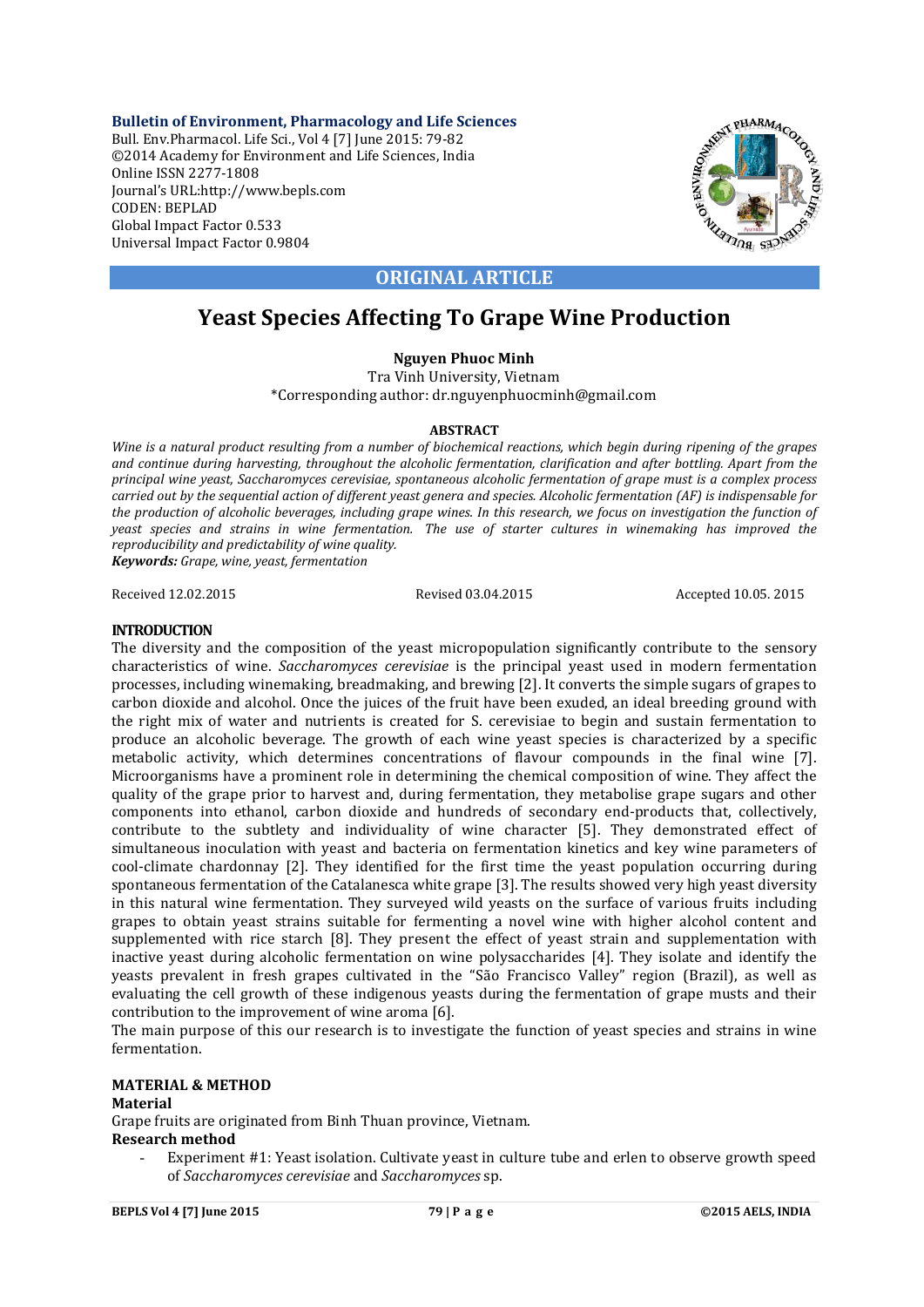**Bulletin of Environment, Pharmacology and Life Sciences**
Bull. Env.Pharmacol. Life Sci., Vol 4 [7] June 2015: 79-82
©2014 Academy for Environment and Life Sciences, India
Online ISSN 2277-1808
Journal's URL:http://www.bepls.com
CODEN: BEPLAD
Global Impact Factor 0.533
Universal Impact Factor 0.9804

**ORIGINAL ARTICLE**

# Yeast Species Affecting To Grape Wine Production

**Nguyen Phuoc Minh**
Tra Vinh University, Vietnam
*Corresponding author: dr.nguyenphuocminh@gmail.com

### ABSTRACT

*Wine is a natural product resulting from a number of biochemical reactions, which begin during ripening of the grapes and continue during harvesting, throughout the alcoholic fermentation, clarification and after bottling. Apart from the principal wine yeast, Saccharomyces cerevisiae, spontaneous alcoholic fermentation of grape must is a complex process carried out by the sequential action of different yeast genera and species. Alcoholic fermentation (AF) is indispensable for the production of alcoholic beverages, including grape wines. In this research, we focus on investigation the function of yeast species and strains in wine fermentation. The use of starter cultures in winemaking has improved the reproducibility and predictability of wine quality.*
***Keywords:*** *Grape, wine, yeast, fermentation*

Received 12.02.2015 Revised 03.04.2015 Accepted 10.05. 2015

## INTRODUCTION

The diversity and the composition of the yeast micropopulation significantly contribute to the sensory characteristics of wine. *Saccharomyces cerevisiae* is the principal yeast used in modern fermentation processes, including winemaking, breadmaking, and brewing [2]. It converts the simple sugars of grapes to carbon dioxide and alcohol. Once the juices of the fruit have been exuded, an ideal breeding ground with the right mix of water and nutrients is created for S. cerevisiae to begin and sustain fermentation to produce an alcoholic beverage. The growth of each wine yeast species is characterized by a specific metabolic activity, which determines concentrations of flavour compounds in the final wine [7]. Microorganisms have a prominent role in determining the chemical composition of wine. They affect the quality of the grape prior to harvest and, during fermentation, they metabolise grape sugars and other components into ethanol, carbon dioxide and hundreds of secondary end-products that, collectively, contribute to the subtlety and individuality of wine character [5]. They demonstrated effect of simultaneous inoculation with yeast and bacteria on fermentation kinetics and key wine parameters of cool-climate chardonnay [2]. They identified for the first time the yeast population occurring during spontaneous fermentation of the Catalanesca white grape [3]. The results showed very high yeast diversity in this natural wine fermentation. They surveyed wild yeasts on the surface of various fruits including grapes to obtain yeast strains suitable for fermenting a novel wine with higher alcohol content and supplemented with rice starch [8]. They present the effect of yeast strain and supplementation with inactive yeast during alcoholic fermentation on wine polysaccharides [4]. They isolate and identify the yeasts prevalent in fresh grapes cultivated in the "São Francisco Valley" region (Brazil), as well as evaluating the cell growth of these indigenous yeasts during the fermentation of grape musts and their contribution to the improvement of wine aroma [6].

The main purpose of this our research is to investigate the function of yeast species and strains in wine fermentation.

## MATERIAL & METHOD

### Material

Grape fruits are originated from Binh Thuan province, Vietnam.

### Research method

- Experiment #1: Yeast isolation. Cultivate yeast in culture tube and erlen to observe growth speed of *Saccharomyces cerevisiae* and *Saccharomyces* sp.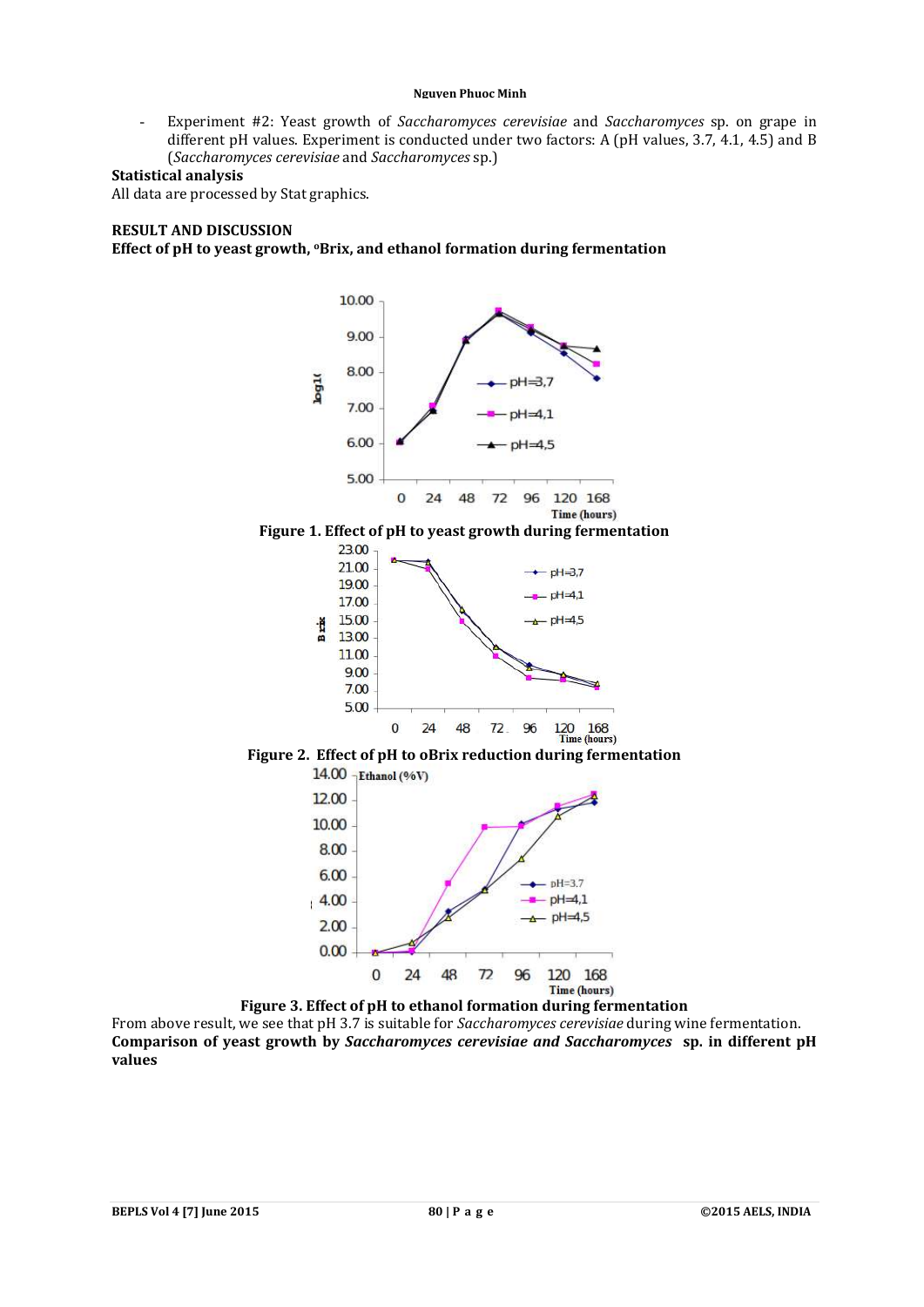- Experiment #2: Yeast growth of *Saccharomyces cerevisiae* and *Saccharomyces* sp. on grape in different pH values. Experiment is conducted under two factors: A (pH values, 3.7, 4.1, 4.5) and B (*Saccharomyces cerevisiae* and *Saccharomyces* sp.)

**Statistical analysis**

All data are processed by Stat graphics.

**RESULT AND DISCUSSION**

**Effect of pH to yeast growth, °Brix, and ethanol formation during fermentation**

**Figure 1. Effect of pH to yeast growth during fermentation**

**Figure 2. Effect of pH to oBrix reduction during fermentation**

**Figure 3. Effect of pH to ethanol formation during fermentation**

From above result, we see that pH 3.7 is suitable for *Saccharomyces cerevisiae* during wine fermentation.

**Comparison of yeast growth by *Saccharomyces cerevisiae and Saccharomyces* sp. in different pH values**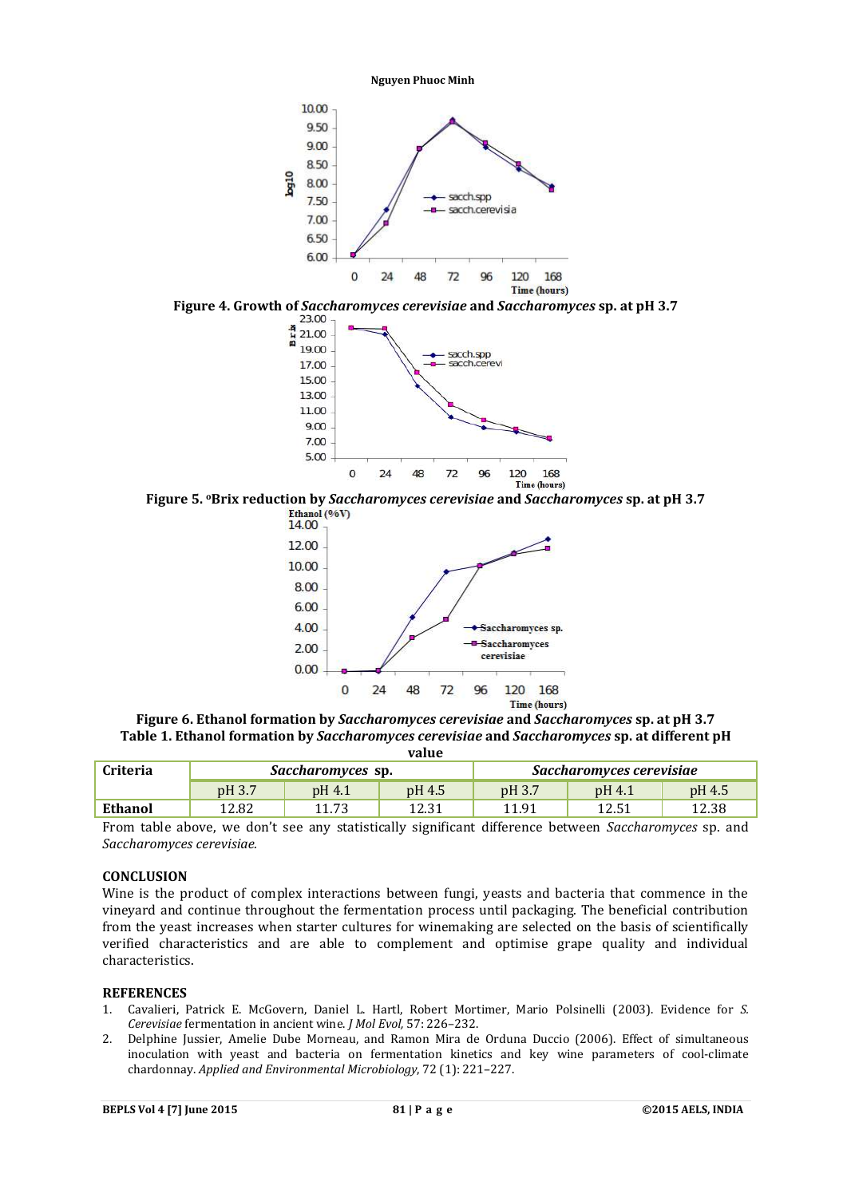**Figure 4. Growth of *Saccharomyces cerevisiae* and *Saccharomyces* sp. at pH 3.7**

**Figure 5. ºBrix reduction by *Saccharomyces cerevisiae* and *Saccharomyces* sp. at pH 3.7**

**Figure 6. Ethanol formation by *Saccharomyces cerevisiae* and *Saccharomyces* sp. at pH 3.7**

**Table 1. Ethanol formation by *Saccharomyces cerevisiae* and *Saccharomyces* sp. at different pH value**

| Criteria | *Saccharomyces* sp. | | | *Saccharomyces cerevisiae* | | |
|---|---|---|---|---|---|---|
| | pH 3.7 | pH 4.1 | pH 4.5 | pH 3.7 | pH 4.1 | pH 4.5 |
| **Ethanol** | 12.82 | 11.73 | 12.31 | 11.91 | 12.51 | 12.38 |

From table above, we don't see any statistically significant difference between *Saccharomyces* sp. and *Saccharomyces cerevisiae.*

## CONCLUSION

Wine is the product of complex interactions between fungi, yeasts and bacteria that commence in the vineyard and continue throughout the fermentation process until packaging. The beneficial contribution from the yeast increases when starter cultures for winemaking are selected on the basis of scientifically verified characteristics and are able to complement and optimise grape quality and individual characteristics.

## REFERENCES

1. Cavalieri, Patrick E. McGovern, Daniel L. Hartl, Robert Mortimer, Mario Polsinelli (2003). Evidence for *S. Cerevisiae* fermentation in ancient wine. *J Mol Evol,* 57: 226–232.
2. Delphine Jussier, Amelie Dube Morneau, and Ramon Mira de Orduna Duccio (2006). Effect of simultaneous inoculation with yeast and bacteria on fermentation kinetics and key wine parameters of cool-climate chardonnay. *Applied and Environmental Microbiology*, 72 (1): 221–227.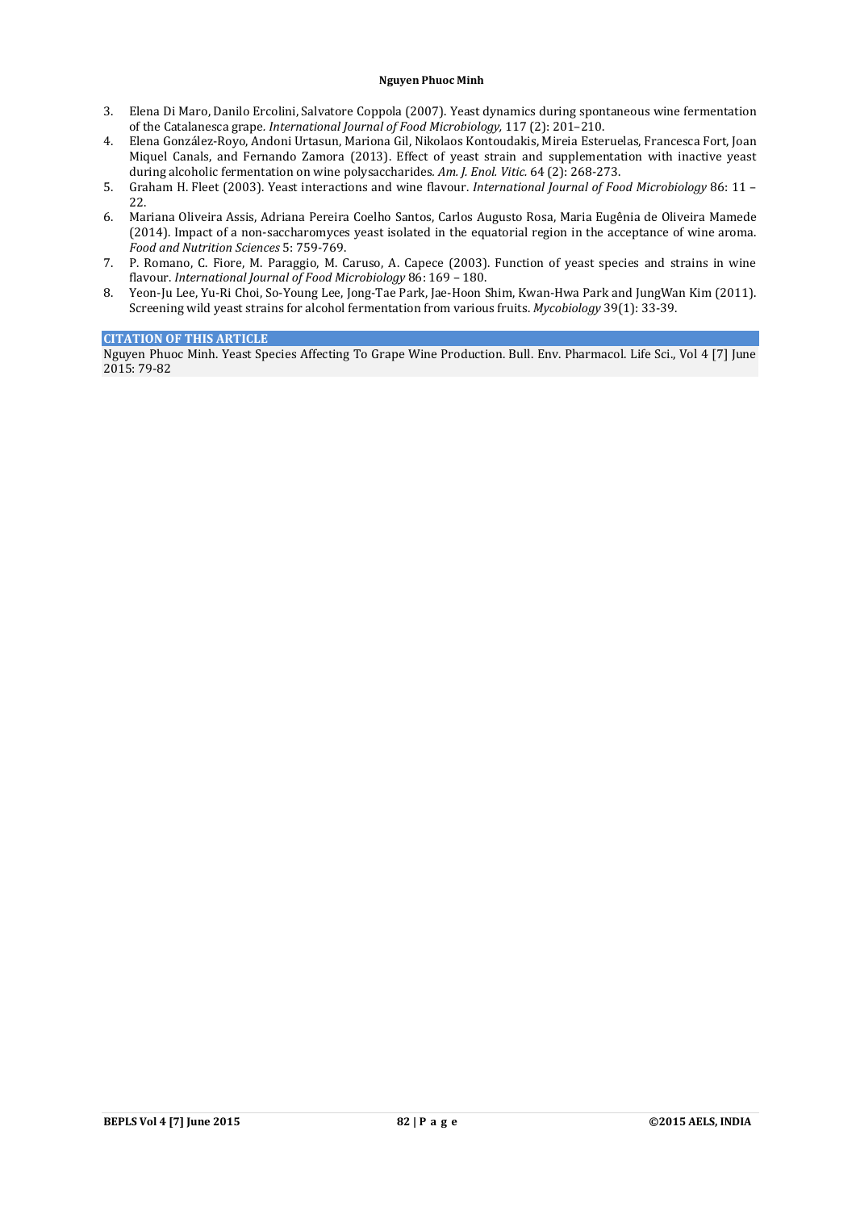3. Elena Di Maro, Danilo Ercolini, Salvatore Coppola (2007). Yeast dynamics during spontaneous wine fermentation of the Catalanesca grape. *International Journal of Food Microbiology,* 117 (2): 201–210.
4. Elena González-Royo, Andoni Urtasun, Mariona Gil, Nikolaos Kontoudakis, Mireia Esteruelas, Francesca Fort, Joan Miquel Canals, and Fernando Zamora (2013). Effect of yeast strain and supplementation with inactive yeast during alcoholic fermentation on wine polysaccharides. *Am. J. Enol. Vitic.* 64 (2): 268-273.
5. Graham H. Fleet (2003). Yeast interactions and wine flavour. *International Journal of Food Microbiology* 86: 11 – 22.
6. Mariana Oliveira Assis, Adriana Pereira Coelho Santos, Carlos Augusto Rosa, Maria Eugênia de Oliveira Mamede (2014). Impact of a non-saccharomyces yeast isolated in the equatorial region in the acceptance of wine aroma. *Food and Nutrition Sciences* 5: 759-769.
7. P. Romano, C. Fiore, M. Paraggio, M. Caruso, A. Capece (2003). Function of yeast species and strains in wine flavour. *International Journal of Food Microbiology* 86: 169 – 180.
8. Yeon-Ju Lee, Yu-Ri Choi, So-Young Lee, Jong-Tae Park, Jae-Hoon Shim, Kwan-Hwa Park and JungWan Kim (2011). Screening wild yeast strains for alcohol fermentation from various fruits. *Mycobiology* 39(1): 33-39.

**CITATION OF THIS ARTICLE**

Nguyen Phuoc Minh. Yeast Species Affecting To Grape Wine Production. Bull. Env. Pharmacol. Life Sci., Vol 4 [7] June 2015: 79-82